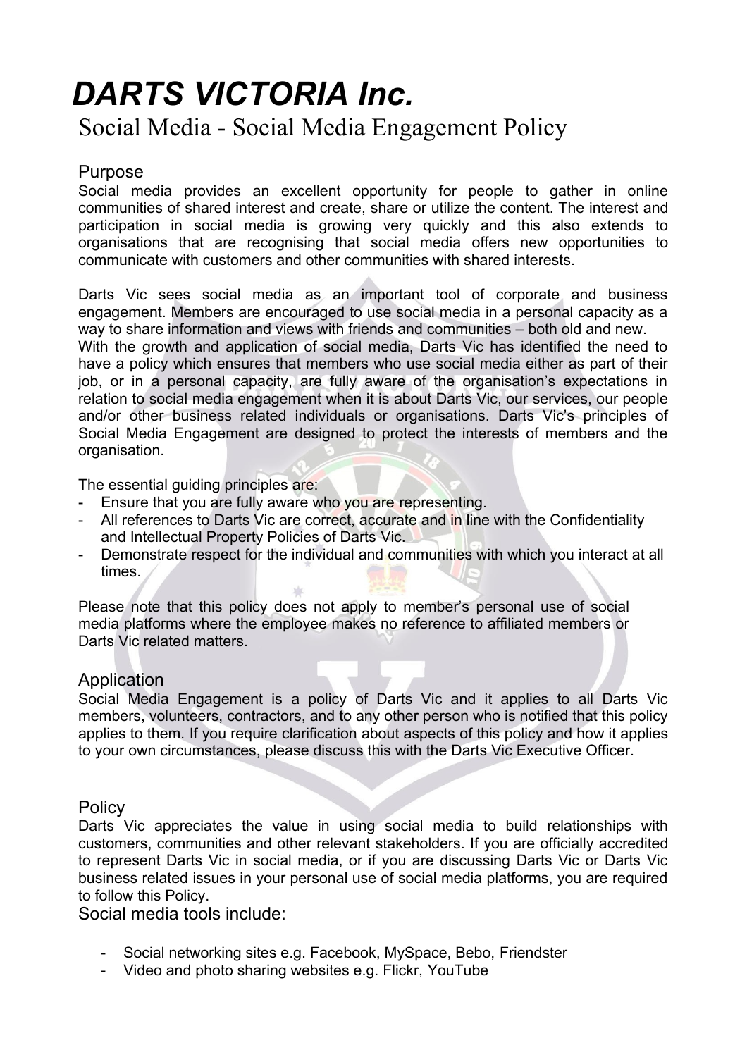# *DARTS VICTORIA Inc.*

## Social Media - Social Media Engagement Policy

### Purpose

Social media provides an excellent opportunity for people to gather in online communities of shared interest and create, share or utilize the content. The interest and participation in social media is growing very quickly and this also extends to organisations that are recognising that social media offers new opportunities to communicate with customers and other communities with shared interests.

Darts Vic sees social media as an important tool of corporate and business engagement. Members are encouraged to use social media in a personal capacity as a way to share information and views with friends and communities – both old and new.
With the growth and application of social media, Darts Vic has identified the need to have a policy which ensures that members who use social media either as part of their job, or in a personal capacity, are fully aware of the organisation's expectations in relation to social media engagement when it is about Darts Vic, our services, our people and/or other business related individuals or organisations. Darts Vic's principles of Social Media Engagement are designed to protect the interests of members and the organisation.

The essential guiding principles are:

- Ensure that you are fully aware who you are representing.
- All references to Darts Vic are correct, accurate and in line with the Confidentiality and Intellectual Property Policies of Darts Vic.
- Demonstrate respect for the individual and communities with which you interact at all times.

Please note that this policy does not apply to member's personal use of social media platforms where the employee makes no reference to affiliated members or Darts Vic related matters.

### Application

Social Media Engagement is a policy of Darts Vic and it applies to all Darts Vic members, volunteers, contractors, and to any other person who is notified that this policy applies to them. If you require clarification about aspects of this policy and how it applies to your own circumstances, please discuss this with the Darts Vic Executive Officer.

### Policy

Darts Vic appreciates the value in using social media to build relationships with customers, communities and other relevant stakeholders. If you are officially accredited to represent Darts Vic in social media, or if you are discussing Darts Vic or Darts Vic business related issues in your personal use of social media platforms, you are required to follow this Policy.

Social media tools include:

- Social networking sites e.g. Facebook, MySpace, Bebo, Friendster
- Video and photo sharing websites e.g. Flickr, YouTube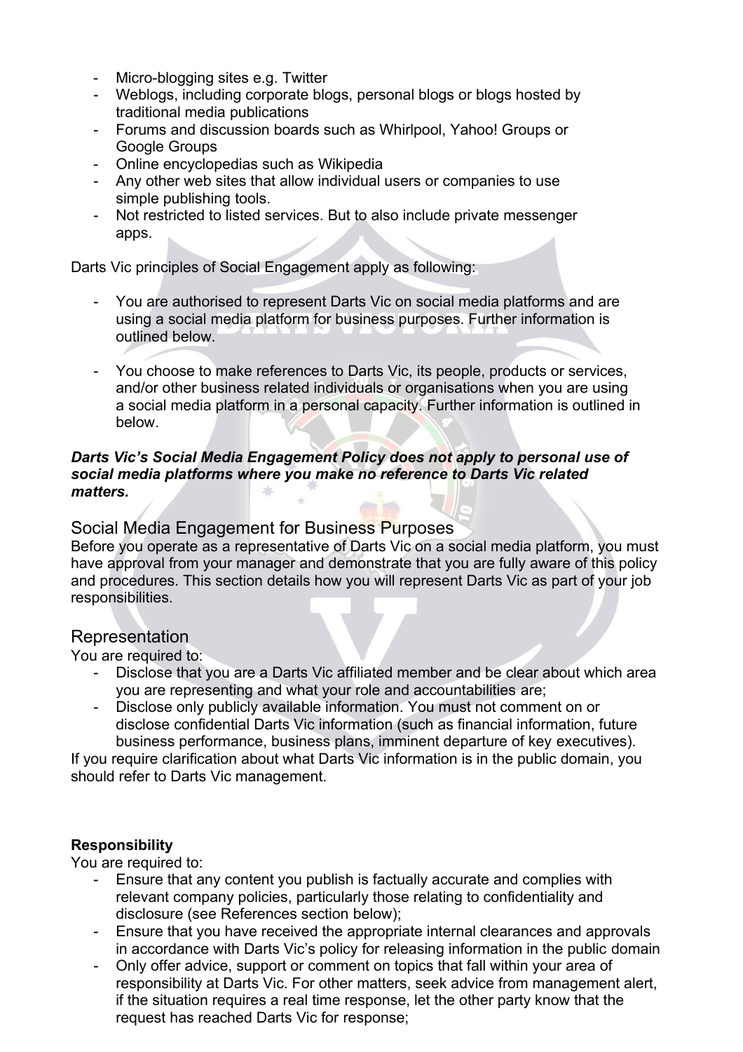- Micro-blogging sites e.g. Twitter
- Weblogs, including corporate blogs, personal blogs or blogs hosted by traditional media publications
- Forums and discussion boards such as Whirlpool, Yahoo! Groups or Google Groups
- Online encyclopedias such as Wikipedia
- Any other web sites that allow individual users or companies to use simple publishing tools.
- Not restricted to listed services. But to also include private messenger apps.

Darts Vic principles of Social Engagement apply as following:

- You are authorised to represent Darts Vic on social media platforms and are using a social media platform for business purposes. Further information is outlined below.
- You choose to make references to Darts Vic, its people, products or services, and/or other business related individuals or organisations when you are using a social media platform in a personal capacity. Further information is outlined in below.

***Darts Vic's Social Media Engagement Policy does not apply to personal use of social media platforms where you make no reference to Darts Vic related matters.***

## Social Media Engagement for Business Purposes

Before you operate as a representative of Darts Vic on a social media platform, you must have approval from your manager and demonstrate that you are fully aware of this policy and procedures. This section details how you will represent Darts Vic as part of your job responsibilities.

## Representation

You are required to:

- Disclose that you are a Darts Vic affiliated member and be clear about which area you are representing and what your role and accountabilities are;
- Disclose only publicly available information. You must not comment on or disclose confidential Darts Vic information (such as financial information, future business performance, business plans, imminent departure of key executives).

If you require clarification about what Darts Vic information is in the public domain, you should refer to Darts Vic management.

### Responsibility

You are required to:

- Ensure that any content you publish is factually accurate and complies with relevant company policies, particularly those relating to confidentiality and disclosure (see References section below);
- Ensure that you have received the appropriate internal clearances and approvals in accordance with Darts Vic's policy for releasing information in the public domain
- Only offer advice, support or comment on topics that fall within your area of responsibility at Darts Vic. For other matters, seek advice from management alert, if the situation requires a real time response, let the other party know that the request has reached Darts Vic for response;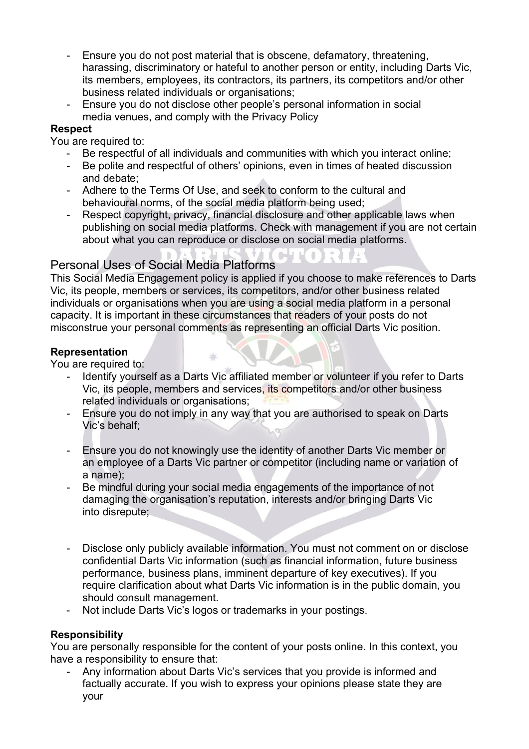- Ensure you do not post material that is obscene, defamatory, threatening, harassing, discriminatory or hateful to another person or entity, including Darts Vic, its members, employees, its contractors, its partners, its competitors and/or other business related individuals or organisations;
- Ensure you do not disclose other people's personal information in social media venues, and comply with the Privacy Policy

**Respect**

You are required to:

- Be respectful of all individuals and communities with which you interact online;
- Be polite and respectful of others' opinions, even in times of heated discussion and debate;
- Adhere to the Terms Of Use, and seek to conform to the cultural and behavioural norms, of the social media platform being used;
- Respect copyright, privacy, financial disclosure and other applicable laws when publishing on social media platforms. Check with management if you are not certain about what you can reproduce or disclose on social media platforms.

## Personal Uses of Social Media Platforms

This Social Media Engagement policy is applied if you choose to make references to Darts Vic, its people, members or services, its competitors, and/or other business related individuals or organisations when you are using a social media platform in a personal capacity. It is important in these circumstances that readers of your posts do not misconstrue your personal comments as representing an official Darts Vic position.

**Representation**

You are required to:

- Identify yourself as a Darts Vic affiliated member or volunteer if you refer to Darts Vic, its people, members and services, its competitors and/or other business related individuals or organisations;
- Ensure you do not imply in any way that you are authorised to speak on Darts Vic's behalf;
- Ensure you do not knowingly use the identity of another Darts Vic member or an employee of a Darts Vic partner or competitor (including name or variation of a name);
- Be mindful during your social media engagements of the importance of not damaging the organisation's reputation, interests and/or bringing Darts Vic into disrepute;
- Disclose only publicly available information. You must not comment on or disclose confidential Darts Vic information (such as financial information, future business performance, business plans, imminent departure of key executives). If you require clarification about what Darts Vic information is in the public domain, you should consult management.
- Not include Darts Vic's logos or trademarks in your postings.

**Responsibility**

You are personally responsible for the content of your posts online. In this context, you have a responsibility to ensure that:

- Any information about Darts Vic's services that you provide is informed and factually accurate. If you wish to express your opinions please state they are your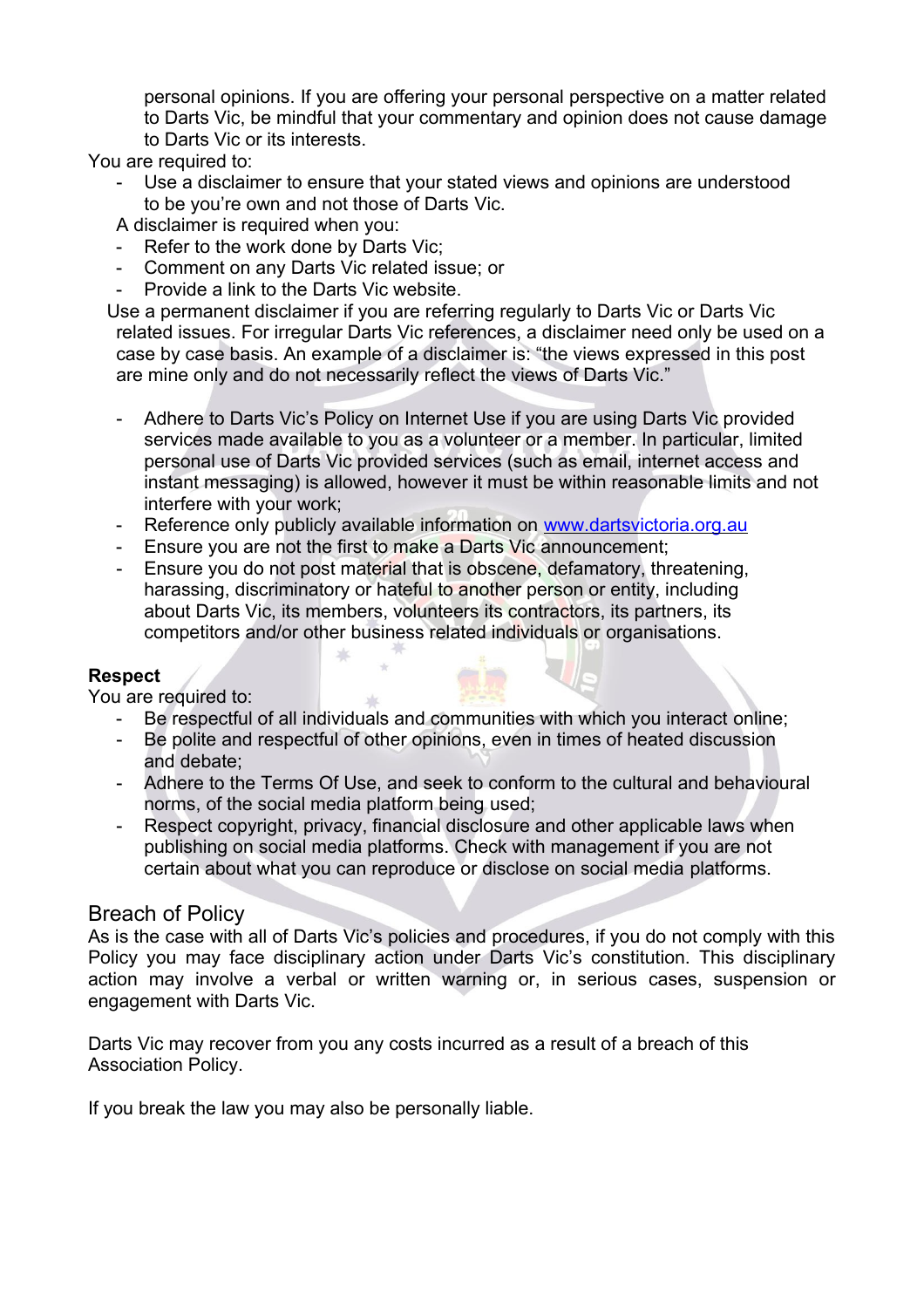personal opinions. If you are offering your personal perspective on a matter related to Darts Vic, be mindful that your commentary and opinion does not cause damage to Darts Vic or its interests.

You are required to:

- Use a disclaimer to ensure that your stated views and opinions are understood to be you're own and not those of Darts Vic.

A disclaimer is required when you:

- Refer to the work done by Darts Vic;
- Comment on any Darts Vic related issue; or
- Provide a link to the Darts Vic website.

Use a permanent disclaimer if you are referring regularly to Darts Vic or Darts Vic related issues. For irregular Darts Vic references, a disclaimer need only be used on a case by case basis. An example of a disclaimer is: "the views expressed in this post are mine only and do not necessarily reflect the views of Darts Vic."

- Adhere to Darts Vic's Policy on Internet Use if you are using Darts Vic provided services made available to you as a volunteer or a member. In particular, limited personal use of Darts Vic provided services (such as email, internet access and instant messaging) is allowed, however it must be within reasonable limits and not interfere with your work;
- Reference only publicly available information on [www.dartsvictoria.org.au](http://www.dartsvictoria.org.au)
- Ensure you are not the first to make a Darts Vic announcement;
- Ensure you do not post material that is obscene, defamatory, threatening, harassing, discriminatory or hateful to another person or entity, including about Darts Vic, its members, volunteers its contractors, its partners, its competitors and/or other business related individuals or organisations.

**Respect**

You are required to:

- Be respectful of all individuals and communities with which you interact online;
- Be polite and respectful of other opinions, even in times of heated discussion and debate;
- Adhere to the Terms Of Use, and seek to conform to the cultural and behavioural norms, of the social media platform being used;
- Respect copyright, privacy, financial disclosure and other applicable laws when publishing on social media platforms. Check with management if you are not certain about what you can reproduce or disclose on social media platforms.

## Breach of Policy

As is the case with all of Darts Vic's policies and procedures, if you do not comply with this Policy you may face disciplinary action under Darts Vic's constitution. This disciplinary action may involve a verbal or written warning or, in serious cases, suspension or engagement with Darts Vic.

Darts Vic may recover from you any costs incurred as a result of a breach of this Association Policy.

If you break the law you may also be personally liable.